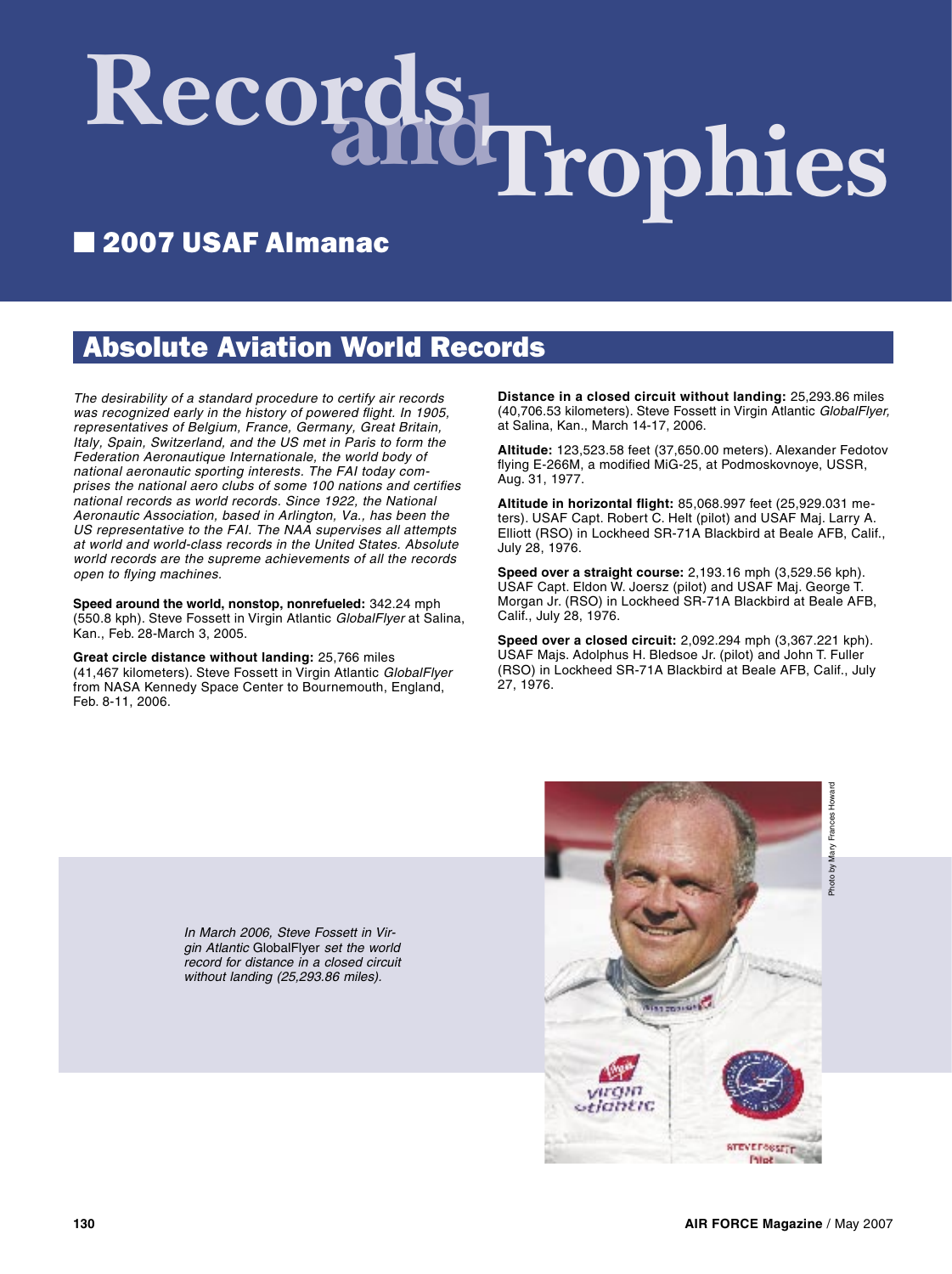# Records and Trophies

## 2007 USAF Almanac

## Absolute Aviation World Records

*The desirability of a standard procedure to certify air records was recognized early in the history of powered flight. In 1905, representatives of Belgium, France, Germany, Great Britain, Italy, Spain, Switzerland, and the US met in Paris to form the Federation Aeronautique Internationale, the world body of national aeronautic sporting interests. The FAI today comprises the national aero clubs of some 100 nations and certifies national records as world records. Since 1922, the National Aeronautic Association, based in Arlington, Va., has been the US representative to the FAI. The NAA supervises all attempts at world and world-class records in the United States. Absolute world records are the supreme achievements of all the records open to flying machines.*

**Speed around the world, nonstop, nonrefueled:** 342.24 mph (550.8 kph). Steve Fossett in Virgin Atlantic *GlobalFlyer* at Salina, Kan., Feb. 28-March 3, 2005.

**Great circle distance without landing:** 25,766 miles (41,467 kilometers). Steve Fossett in Virgin Atlantic *GlobalFlyer* from NASA Kennedy Space Center to Bournemouth, England, Feb. 8-11, 2006.

**Distance in a closed circuit without landing:** 25,293.86 miles (40,706.53 kilometers). Steve Fossett in Virgin Atlantic *GlobalFlyer,* at Salina, Kan., March 14-17, 2006.

**Altitude:** 123,523.58 feet (37,650.00 meters). Alexander Fedotov flying E-266M, a modified MiG-25, at Podmoskovnoye, USSR, Aug. 31, 1977.

**Altitude in horizontal flight:** 85,068.997 feet (25,929.031 meters). USAF Capt. Robert C. Helt (pilot) and USAF Maj. Larry A. Elliott (RSO) in Lockheed SR-71A Blackbird at Beale AFB, Calif., July 28, 1976.

**Speed over a straight course:** 2,193.16 mph (3,529.56 kph). USAF Capt. Eldon W. Joersz (pilot) and USAF Maj. George T. Morgan Jr. (RSO) in Lockheed SR-71A Blackbird at Beale AFB, Calif., July 28, 1976.

**Speed over a closed circuit:** 2,092.294 mph (3,367.221 kph). USAF Majs. Adolphus H. Bledsoe Jr. (pilot) and John T. Fuller (RSO) in Lockheed SR-71A Blackbird at Beale AFB, Calif., July 27, 1976.

*In March 2006, Steve Fossett in Virgin Atlantic* GlobalFlyer *set the world record for distance in a closed circuit without landing (25,293.86 miles).*

Photo by Mary Frances Howard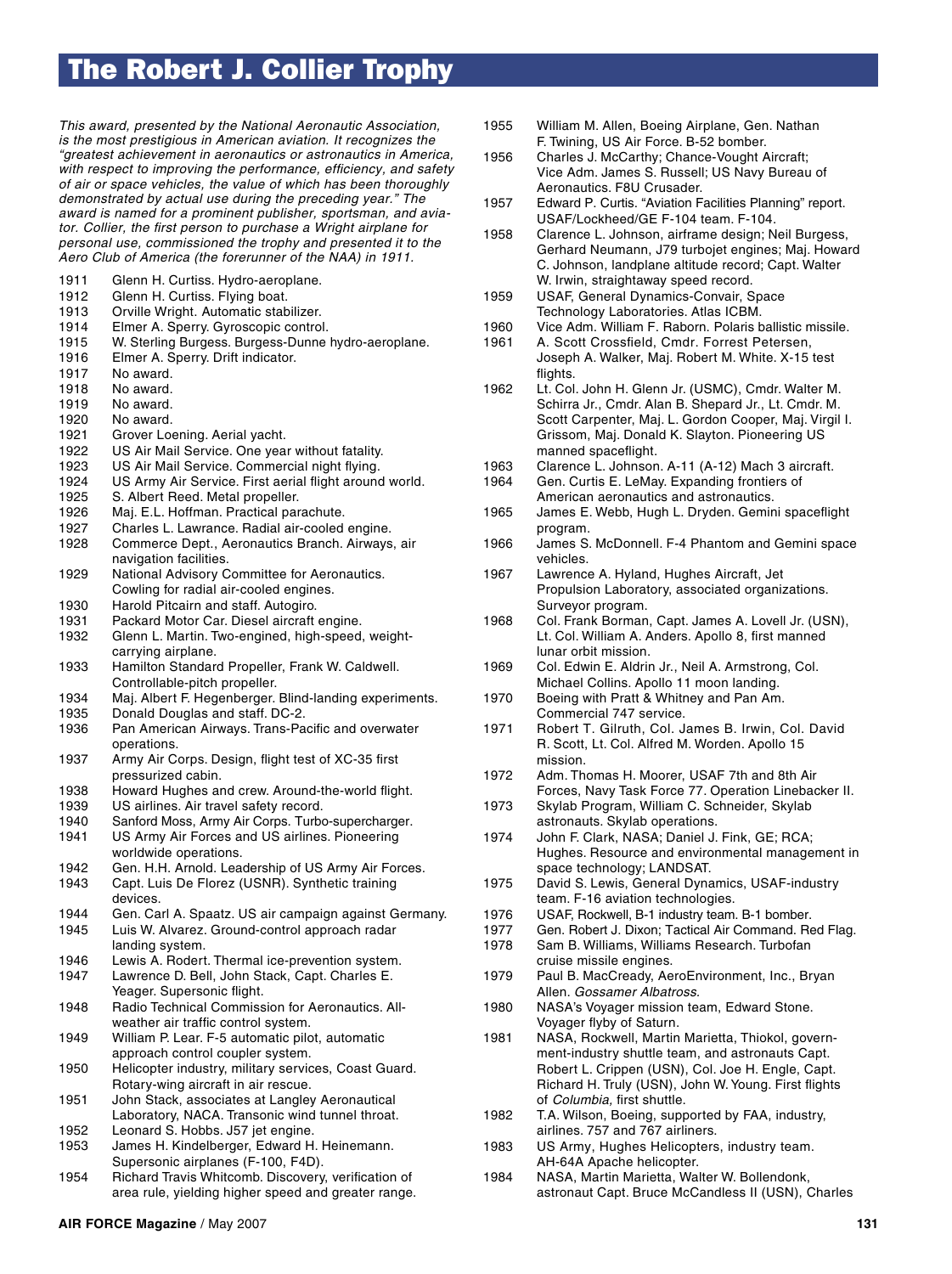# The Robert J. Collier Trophy

*This award, presented by the National Aeronautic Association, is the most prestigious in American aviation. It recognizes the "greatest achievement in aeronautics or astronautics in America, with respect to improving the performance, efficiency, and safety of air or space vehicles, the value of which has been thoroughly demonstrated by actual use during the preceding year." The award is named for a prominent publisher, sportsman, and aviator. Collier, the first person to purchase a Wright airplane for personal use, commissioned the trophy and presented it to the Aero Club of America (the forerunner of the NAA) in 1911.*

| | |
|---|---|
| 1911 | Glenn H. Curtiss. Hydro-aeroplane. |
| 1912 | Glenn H. Curtiss. Flying boat. |
| 1913 | Orville Wright. Automatic stabilizer. |
| 1914 | Elmer A. Sperry. Gyroscopic control. |
| 1915 | W. Sterling Burgess. Burgess-Dunne hydro-aeroplane. |
| 1916 | Elmer A. Sperry. Drift indicator. |
| 1917 | No award. |
| 1918 | No award. |
| 1919 | No award. |
| 1920 | No award. |
| 1921 | Grover Loening. Aerial yacht. |
| 1922 | US Air Mail Service. One year without fatality. |
| 1923 | US Air Mail Service. Commercial night flying. |
| 1924 | US Army Air Service. First aerial flight around world. |
| 1925 | S. Albert Reed. Metal propeller. |
| 1926 | Maj. E.L. Hoffman. Practical parachute. |
| 1927 | Charles L. Lawrance. Radial air-cooled engine. |
| 1928 | Commerce Dept., Aeronautics Branch. Airways, air navigation facilities. |
| 1929 | National Advisory Committee for Aeronautics. Cowling for radial air-cooled engines. |
| 1930 | Harold Pitcairn and staff. Autogiro. |
| 1931 | Packard Motor Car. Diesel aircraft engine. |
| 1932 | Glenn L. Martin. Two-engined, high-speed, weight-carrying airplane. |
| 1933 | Hamilton Standard Propeller, Frank W. Caldwell. Controllable-pitch propeller. |
| 1934 | Maj. Albert F. Hegenberger. Blind-landing experiments. |
| 1935 | Donald Douglas and staff. DC-2. |
| 1936 | Pan American Airways. Trans-Pacific and overwater operations. |
| 1937 | Army Air Corps. Design, flight test of XC-35 first pressurized cabin. |
| 1938 | Howard Hughes and crew. Around-the-world flight. |
| 1939 | US airlines. Air travel safety record. |
| 1940 | Sanford Moss, Army Air Corps. Turbo-supercharger. |
| 1941 | US Army Air Forces and US airlines. Pioneering worldwide operations. |
| 1942 | Gen. H.H. Arnold. Leadership of US Army Air Forces. |
| 1943 | Capt. Luis De Florez (USNR). Synthetic training devices. |
| 1944 | Gen. Carl A. Spaatz. US air campaign against Germany. |
| 1945 | Luis W. Alvarez. Ground-control approach radar landing system. |
| 1946 | Lewis A. Rodert. Thermal ice-prevention system. |
| 1947 | Lawrence D. Bell, John Stack, Capt. Charles E. Yeager. Supersonic flight. |
| 1948 | Radio Technical Commission for Aeronautics. All-weather air traffic control system. |
| 1949 | William P. Lear. F-5 automatic pilot, automatic approach control coupler system. |
| 1950 | Helicopter industry, military services, Coast Guard. Rotary-wing aircraft in air rescue. |
| 1951 | John Stack, associates at Langley Aeronautical Laboratory, NACA. Transonic wind tunnel throat. |
| 1952 | Leonard S. Hobbs. J57 jet engine. |
| 1953 | James H. Kindelberger, Edward H. Heinemann. Supersonic airplanes (F-100, F4D). |
| 1954 | Richard Travis Whitcomb. Discovery, verification of area rule, yielding higher speed and greater range. |
| 1955 | William M. Allen, Boeing Airplane, Gen. Nathan F. Twining, US Air Force. B-52 bomber. |
| 1956 | Charles J. McCarthy; Chance-Vought Aircraft; Vice Adm. James S. Russell; US Navy Bureau of Aeronautics. F8U Crusader. |
| 1957 | Edward P. Curtis. "Aviation Facilities Planning" report. USAF/Lockheed/GE F-104 team. F-104. |
| 1958 | Clarence L. Johnson, airframe design; Neil Burgess, Gerhard Neumann, J79 turbojet engines; Maj. Howard C. Johnson, landplane altitude record; Capt. Walter W. Irwin, straightaway speed record. |
| 1959 | USAF, General Dynamics-Convair, Space Technology Laboratories. Atlas ICBM. |
| 1960 | Vice Adm. William F. Raborn. Polaris ballistic missile. |
| 1961 | A. Scott Crossfield, Cmdr. Forrest Petersen, Joseph A. Walker, Maj. Robert M. White. X-15 test flights. |
| 1962 | Lt. Col. John H. Glenn Jr. (USMC), Cmdr. Walter M. Schirra Jr., Cmdr. Alan B. Shepard Jr., Lt. Cmdr. M. Scott Carpenter, Maj. L. Gordon Cooper, Maj. Virgil I. Grissom, Maj. Donald K. Slayton. Pioneering US manned spaceflight. |
| 1963 | Clarence L. Johnson. A-11 (A-12) Mach 3 aircraft. |
| 1964 | Gen. Curtis E. LeMay. Expanding frontiers of American aeronautics and astronautics. |
| 1965 | James E. Webb, Hugh L. Dryden. Gemini spaceflight program. |
| 1966 | James S. McDonnell. F-4 Phantom and Gemini space vehicles. |
| 1967 | Lawrence A. Hyland, Hughes Aircraft, Jet Propulsion Laboratory, associated organizations. Surveyor program. |
| 1968 | Col. Frank Borman, Capt. James A. Lovell Jr. (USN), Lt. Col. William A. Anders. Apollo 8, first manned lunar orbit mission. |
| 1969 | Col. Edwin E. Aldrin Jr., Neil A. Armstrong, Col. Michael Collins. Apollo 11 moon landing. |
| 1970 | Boeing with Pratt & Whitney and Pan Am. Commercial 747 service. |
| 1971 | Robert T. Gilruth, Col. James B. Irwin, Col. David R. Scott, Lt. Col. Alfred M. Worden. Apollo 15 mission. |
| 1972 | Adm. Thomas H. Moorer, USAF 7th and 8th Air Forces, Navy Task Force 77. Operation Linebacker II. |
| 1973 | Skylab Program, William C. Schneider, Skylab astronauts. Skylab operations. |
| 1974 | John F. Clark, NASA; Daniel J. Fink, GE; RCA; Hughes. Resource and environmental management in space technology; LANDSAT. |
| 1975 | David S. Lewis, General Dynamics, USAF-industry team. F-16 aviation technologies. |
| 1976 | USAF, Rockwell, B-1 industry team. B-1 bomber. |
| 1977 | Gen. Robert J. Dixon; Tactical Air Command. Red Flag. |
| 1978 | Sam B. Williams, Williams Research. Turbofan cruise missile engines. |
| 1979 | Paul B. MacCready, AeroEnvironment, Inc., Bryan Allen. *Gossamer Albatross.* |
| 1980 | NASA's Voyager mission team, Edward Stone. Voyager flyby of Saturn. |
| 1981 | NASA, Rockwell, Martin Marietta, Thiokol, government-industry shuttle team, and astronauts Capt. Robert L. Crippen (USN), Col. Joe H. Engle, Capt. Richard H. Truly (USN), John W. Young. First flights of *Columbia,* first shuttle. |
| 1982 | T.A. Wilson, Boeing, supported by FAA, industry, airlines. 757 and 767 airliners. |
| 1983 | US Army, Hughes Helicopters, industry team. AH-64A Apache helicopter. |
| 1984 | NASA, Martin Marietta, Walter W. Bollendonk, astronaut Capt. Bruce McCandless II (USN), Charles |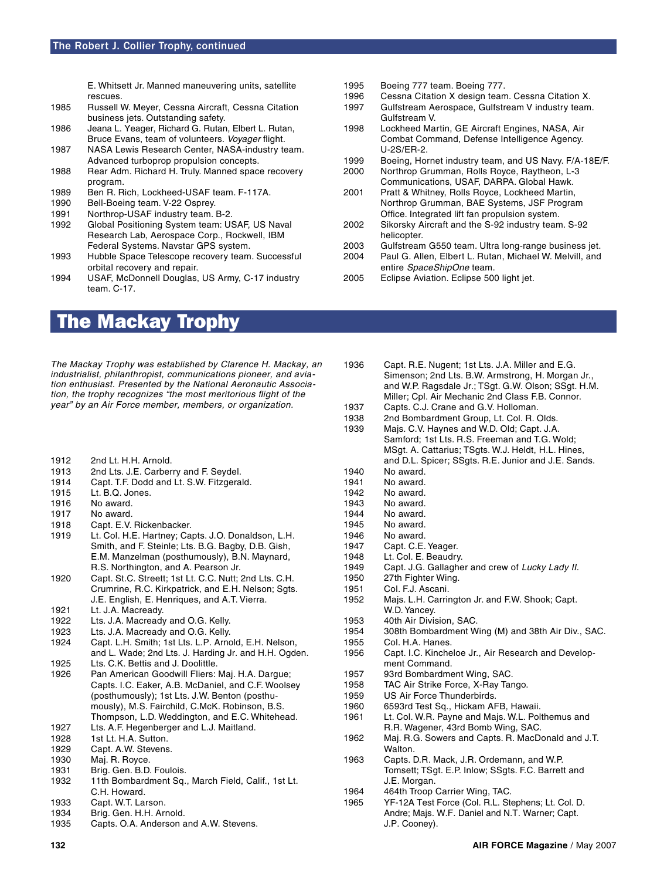## The Robert J. Collier Trophy, continued

E. Whitsett Jr. Manned maneuvering units, satellite rescues.

| | |
|---|---|
| 1985 | Russell W. Meyer, Cessna Aircraft, Cessna Citation business jets. Outstanding safety. |
| 1986 | Jeana L. Yeager, Richard G. Rutan, Elbert L. Rutan, Bruce Evans, team of volunteers. *Voyager* flight. |
| 1987 | NASA Lewis Research Center, NASA-industry team. Advanced turboprop propulsion concepts. |
| 1988 | Rear Adm. Richard H. Truly. Manned space recovery program. |
| 1989 | Ben R. Rich, Lockheed-USAF team. F-117A. |
| 1990 | Bell-Boeing team. V-22 Osprey. |
| 1991 | Northrop-USAF industry team. B-2. |
| 1992 | Global Positioning System team: USAF, US Naval Research Lab, Aerospace Corp., Rockwell, IBM Federal Systems. Navstar GPS system. |
| 1993 | Hubble Space Telescope recovery team. Successful orbital recovery and repair. |
| 1994 | USAF, McDonnell Douglas, US Army, C-17 industry team. C-17. |
| 1995 | Boeing 777 team. Boeing 777. |
| 1996 | Cessna Citation X design team. Cessna Citation X. |
| 1997 | Gulfstream Aerospace, Gulfstream V industry team. Gulfstream V. |
| 1998 | Lockheed Martin, GE Aircraft Engines, NASA, Air Combat Command, Defense Intelligence Agency. U-2S/ER-2. |
| 1999 | Boeing, Hornet industry team, and US Navy. F/A-18E/F. |
| 2000 | Northrop Grumman, Rolls Royce, Raytheon, L-3 Communications, USAF, DARPA. Global Hawk. |
| 2001 | Pratt & Whitney, Rolls Royce, Lockheed Martin, Northrop Grumman, BAE Systems, JSF Program Office. Integrated lift fan propulsion system. |
| 2002 | Sikorsky Aircraft and the S-92 industry team. S-92 helicopter. |
| 2003 | Gulfstream G550 team. Ultra long-range business jet. |
| 2004 | Paul G. Allen, Elbert L. Rutan, Michael W. Melvill, and entire *SpaceShipOne* team. |
| 2005 | Eclipse Aviation. Eclipse 500 light jet. |

# The Mackay Trophy

*The Mackay Trophy was established by Clarence H. Mackay, an industrialist, philanthropist, communications pioneer, and aviation enthusiast. Presented by the National Aeronautic Association, the trophy recognizes "the most meritorious flight of the year" by an Air Force member, members, or organization.*

| | |
|---|---|
| 1912 | 2nd Lt. H.H. Arnold. |
| 1913 | 2nd Lts. J.E. Carberry and F. Seydel. |
| 1914 | Capt. T.F. Dodd and Lt. S.W. Fitzgerald. |
| 1915 | Lt. B.Q. Jones. |
| 1916 | No award. |
| 1917 | No award. |
| 1918 | Capt. E.V. Rickenbacker. |
| 1919 | Lt. Col. H.E. Hartney; Capts. J.O. Donaldson, L.H. Smith, and F. Steinle; Lts. B.G. Bagby, D.B. Gish, E.M. Manzelman (posthumously), B.N. Maynard, R.S. Northington, and A. Pearson Jr. |
| 1920 | Capt. St.C. Streett; 1st Lt. C.C. Nutt; 2nd Lts. C.H. Crumrine, R.C. Kirkpatrick, and E.H. Nelson; Sgts. J.E. English, E. Henriques, and A.T. Vierra. |
| 1921 | Lt. J.A. Macready. |
| 1922 | Lts. J.A. Macready and O.G. Kelly. |
| 1923 | Lts. J.A. Macready and O.G. Kelly. |
| 1924 | Capt. L.H. Smith; 1st Lts. L.P. Arnold, E.H. Nelson, and L. Wade; 2nd Lts. J. Harding Jr. and H.H. Ogden. |
| 1925 | Lts. C.K. Bettis and J. Doolittle. |
| 1926 | Pan American Goodwill Fliers: Maj. H.A. Dargue; Capts. I.C. Eaker, A.B. McDaniel, and C.F. Woolsey (posthumously); 1st Lts. J.W. Benton (posthumously), M.S. Fairchild, C.McK. Robinson, B.S. Thompson, L.D. Weddington, and E.C. Whitehead. |
| 1927 | Lts. A.F. Hegenberger and L.J. Maitland. |
| 1928 | 1st Lt. H.A. Sutton. |
| 1929 | Capt. A.W. Stevens. |
| 1930 | Maj. R. Royce. |
| 1931 | Brig. Gen. B.D. Foulois. |
| 1932 | 11th Bombardment Sq., March Field, Calif., 1st Lt. C.H. Howard. |
| 1933 | Capt. W.T. Larson. |
| 1934 | Brig. Gen. H.H. Arnold. |
| 1935 | Capts. O.A. Anderson and A.W. Stevens. |
| 1936 | Capt. R.E. Nugent; 1st Lts. J.A. Miller and E.G. Simenson; 2nd Lts. B.W. Armstrong, H. Morgan Jr., and W.P. Ragsdale Jr.; TSgt. G.W. Olson; SSgt. H.M. Miller; Cpl. Air Mechanic 2nd Class F.B. Connor. |
| 1937 | Capts. C.J. Crane and G.V. Holloman. |
| 1938 | 2nd Bombardment Group, Lt. Col. R. Olds. |
| 1939 | Majs. C.V. Haynes and W.D. Old; Capt. J.A. Samford; 1st Lts. R.S. Freeman and T.G. Wold; MSgt. A. Cattarius; TSgts. W.J. Heldt, H.L. Hines, and D.L. Spicer; SSgts. R.E. Junior and J.E. Sands. |
| 1940 | No award. |
| 1941 | No award. |
| 1942 | No award. |
| 1943 | No award. |
| 1944 | No award. |
| 1945 | No award. |
| 1946 | No award. |
| 1947 | Capt. C.E. Yeager. |
| 1948 | Lt. Col. E. Beaudry. |
| 1949 | Capt. J.G. Gallagher and crew of *Lucky Lady II*. |
| 1950 | 27th Fighter Wing. |
| 1951 | Col. F.J. Ascani. |
| 1952 | Majs. L.H. Carrington Jr. and F.W. Shook; Capt. W.D. Yancey. |
| 1953 | 40th Air Division, SAC. |
| 1954 | 308th Bombardment Wing (M) and 38th Air Div., SAC. |
| 1955 | Col. H.A. Hanes. |
| 1956 | Capt. I.C. Kincheloe Jr., Air Research and Development Command. |
| 1957 | 93rd Bombardment Wing, SAC. |
| 1958 | TAC Air Strike Force, X-Ray Tango. |
| 1959 | US Air Force Thunderbirds. |
| 1960 | 6593rd Test Sq., Hickam AFB, Hawaii. |
| 1961 | Lt. Col. W.R. Payne and Majs. W.L. Polthemus and R.R. Wagener, 43rd Bomb Wing, SAC. |
| 1962 | Maj. R.G. Sowers and Capts. R. MacDonald and J.T. Walton. |
| 1963 | Capts. D.R. Mack, J.R. Ordemann, and W.P. Tomsett; TSgt. E.P. Inlow; SSgts. F.C. Barrett and J.E. Morgan. |
| 1964 | 464th Troop Carrier Wing, TAC. |
| 1965 | YF-12A Test Force (Col. R.L. Stephens; Lt. Col. D. Andre; Majs. W.F. Daniel and N.T. Warner; Capt. J.P. Cooney). |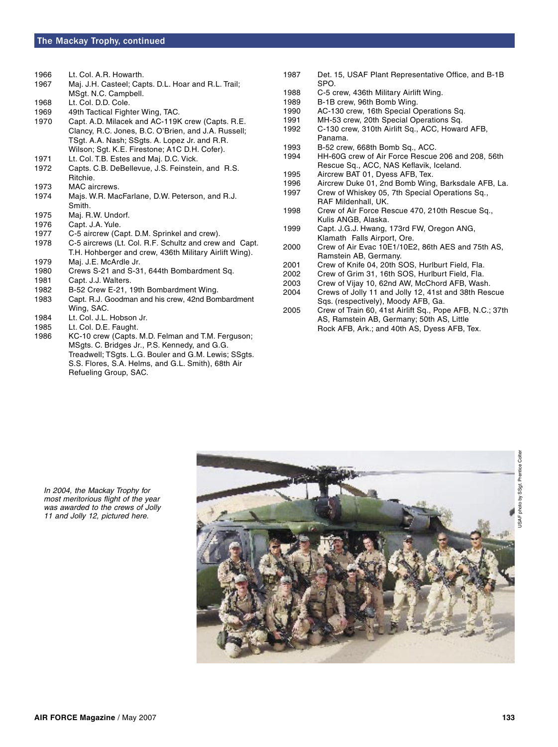## The Mackay Trophy, continued

1966 Lt. Col. A.R. Howarth.
1967 Maj. J.H. Casteel; Capts. D.L. Hoar and R.L. Trail; MSgt. N.C. Campbell.
1968 Lt. Col. D.D. Cole.
1969 49th Tactical Fighter Wing, TAC.
1970 Capt. A.D. Milacek and AC-119K crew (Capts. R.E. Clancy, R.C. Jones, B.C. O'Brien, and J.A. Russell; TSgt. A.A. Nash; SSgts. A. Lopez Jr. and R.R. Wilson; Sgt. K.E. Firestone; A1C D.H. Cofer).
1971 Lt. Col. T.B. Estes and Maj. D.C. Vick.
1972 Capts. C.B. DeBellevue, J.S. Feinstein, and R.S. Ritchie.
1973 MAC aircrews.
1974 Majs. W.R. MacFarlane, D.W. Peterson, and R.J. Smith.
1975 Maj. R.W. Undorf.
1976 Capt. J.A. Yule.
1977 C-5 aircrew (Capt. D.M. Sprinkel and crew).
1978 C-5 aircrews (Lt. Col. R.F. Schultz and crew and Capt. T.H. Hohberger and crew, 436th Military Airlift Wing).
1979 Maj. J.E. McArdle Jr.
1980 Crews S-21 and S-31, 644th Bombardment Sq.
1981 Capt. J.J. Walters.
1982 B-52 Crew E-21, 19th Bombardment Wing.
1983 Capt. R.J. Goodman and his crew, 42nd Bombardment Wing, SAC.
1984 Lt. Col. J.L. Hobson Jr.
1985 Lt. Col. D.E. Faught.
1986 KC-10 crew (Capts. M.D. Felman and T.M. Ferguson; MSgts. C. Bridges Jr., P.S. Kennedy, and G.G. Treadwell; TSgts. L.G. Bouler and G.M. Lewis; SSgts. S.S. Flores, S.A. Helms, and G.L. Smith), 68th Air Refueling Group, SAC.
1987 Det. 15, USAF Plant Representative Office, and B-1B SPO.
1988 C-5 crew, 436th Military Airlift Wing.
1989 B-1B crew, 96th Bomb Wing.
1990 AC-130 crew, 16th Special Operations Sq.
1991 MH-53 crew, 20th Special Operations Sq.
1992 C-130 crew, 310th Airlift Sq., ACC, Howard AFB, Panama.
1993 B-52 crew, 668th Bomb Sq., ACC.
1994 HH-60G crew of Air Force Rescue 206 and 208, 56th Rescue Sq., ACC, NAS Keflavik, Iceland.
1995 Aircrew BAT 01, Dyess AFB, Tex.
1996 Aircrew Duke 01, 2nd Bomb Wing, Barksdale AFB, La.
1997 Crew of Whiskey 05, 7th Special Operations Sq., RAF Mildenhall, UK.
1998 Crew of Air Force Rescue 470, 210th Rescue Sq., Kulis ANGB, Alaska.
1999 Capt. J.G.J. Hwang, 173rd FW, Oregon ANG, Klamath Falls Airport, Ore.
2000 Crew of Air Evac 10E1/10E2, 86th AES and 75th AS, Ramstein AB, Germany.
2001 Crew of Knife 04, 20th SOS, Hurlburt Field, Fla.
2002 Crew of Grim 31, 16th SOS, Hurlburt Field, Fla.
2003 Crew of Vijay 10, 62nd AW, McChord AFB, Wash.
2004 Crews of Jolly 11 and Jolly 12, 41st and 38th Rescue Sqs. (respectively), Moody AFB, Ga.
2005 Crew of Train 60, 41st Airlift Sq., Pope AFB, N.C.; 37th AS, Ramstein AB, Germany; 50th AS, Little Rock AFB, Ark.; and 40th AS, Dyess AFB, Tex.

*In 2004, the Mackay Trophy for most meritorious flight of the year was awarded to the crews of Jolly 11 and Jolly 12, pictured here.*

USAF photo by SSgt. Prentice Colter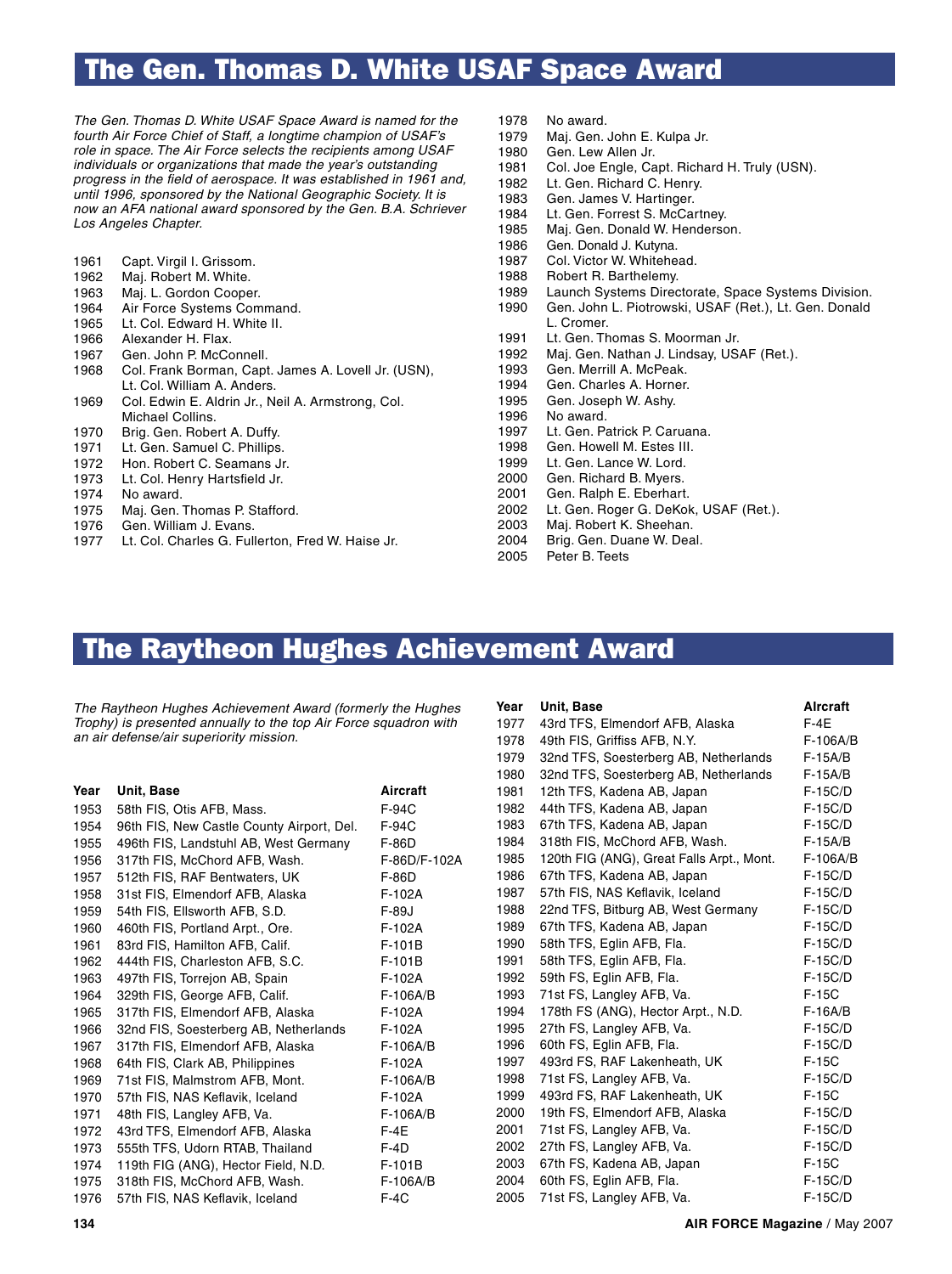# The Gen. Thomas D. White USAF Space Award

*The Gen. Thomas D. White USAF Space Award is named for the fourth Air Force Chief of Staff, a longtime champion of USAF's role in space. The Air Force selects the recipients among USAF individuals or organizations that made the year's outstanding progress in the field of aerospace. It was established in 1961 and, until 1996, sponsored by the National Geographic Society. It is now an AFA national award sponsored by the Gen. B.A. Schriever Los Angeles Chapter.*

| | |
|---|---|
| 1961 | Capt. Virgil I. Grissom. |
| 1962 | Maj. Robert M. White. |
| 1963 | Maj. L. Gordon Cooper. |
| 1964 | Air Force Systems Command. |
| 1965 | Lt. Col. Edward H. White II. |
| 1966 | Alexander H. Flax. |
| 1967 | Gen. John P. McConnell. |
| 1968 | Col. Frank Borman, Capt. James A. Lovell Jr. (USN), Lt. Col. William A. Anders. |
| 1969 | Col. Edwin E. Aldrin Jr., Neil A. Armstrong, Col. Michael Collins. |
| 1970 | Brig. Gen. Robert A. Duffy. |
| 1971 | Lt. Gen. Samuel C. Phillips. |
| 1972 | Hon. Robert C. Seamans Jr. |
| 1973 | Lt. Col. Henry Hartsfield Jr. |
| 1974 | No award. |
| 1975 | Maj. Gen. Thomas P. Stafford. |
| 1976 | Gen. William J. Evans. |
| 1977 | Lt. Col. Charles G. Fullerton, Fred W. Haise Jr. |
| 1978 | No award. |
| 1979 | Maj. Gen. John E. Kulpa Jr. |
| 1980 | Gen. Lew Allen Jr. |
| 1981 | Col. Joe Engle, Capt. Richard H. Truly (USN). |
| 1982 | Lt. Gen. Richard C. Henry. |
| 1983 | Gen. James V. Hartinger. |
| 1984 | Lt. Gen. Forrest S. McCartney. |
| 1985 | Maj. Gen. Donald W. Henderson. |
| 1986 | Gen. Donald J. Kutyna. |
| 1987 | Col. Victor W. Whitehead. |
| 1988 | Robert R. Barthelemy. |
| 1989 | Launch Systems Directorate, Space Systems Division. |
| 1990 | Gen. John L. Piotrowski, USAF (Ret.), Lt. Gen. Donald L. Cromer. |
| 1991 | Lt. Gen. Thomas S. Moorman Jr. |
| 1992 | Maj. Gen. Nathan J. Lindsay, USAF (Ret.). |
| 1993 | Gen. Merrill A. McPeak. |
| 1994 | Gen. Charles A. Horner. |
| 1995 | Gen. Joseph W. Ashy. |
| 1996 | No award. |
| 1997 | Lt. Gen. Patrick P. Caruana. |
| 1998 | Gen. Howell M. Estes III. |
| 1999 | Lt. Gen. Lance W. Lord. |
| 2000 | Gen. Richard B. Myers. |
| 2001 | Gen. Ralph E. Eberhart. |
| 2002 | Lt. Gen. Roger G. DeKok, USAF (Ret.). |
| 2003 | Maj. Robert K. Sheehan. |
| 2004 | Brig. Gen. Duane W. Deal. |
| 2005 | Peter B. Teets |

# The Raytheon Hughes Achievement Award

*The Raytheon Hughes Achievement Award (formerly the Hughes Trophy) is presented annually to the top Air Force squadron with an air defense/air superiority mission.*

| Year | Unit, Base | Aircraft |
|---|---|---|
| 1953 | 58th FIS, Otis AFB, Mass. | F-94C |
| 1954 | 96th FIS, New Castle County Airport, Del. | F-94C |
| 1955 | 496th FIS, Landstuhl AB, West Germany | F-86D |
| 1956 | 317th FIS, McChord AFB, Wash. | F-86D/F-102A |
| 1957 | 512th FIS, RAF Bentwaters, UK | F-86D |
| 1958 | 31st FIS, Elmendorf AFB, Alaska | F-102A |
| 1959 | 54th FIS, Ellsworth AFB, S.D. | F-89J |
| 1960 | 460th FIS, Portland Arpt., Ore. | F-102A |
| 1961 | 83rd FIS, Hamilton AFB, Calif. | F-101B |
| 1962 | 444th FIS, Charleston AFB, S.C. | F-101B |
| 1963 | 497th FIS, Torrejon AB, Spain | F-102A |
| 1964 | 329th FIS, George AFB, Calif. | F-106A/B |
| 1965 | 317th FIS, Elmendorf AFB, Alaska | F-102A |
| 1966 | 32nd FIS, Soesterberg AB, Netherlands | F-102A |
| 1967 | 317th FIS, Elmendorf AFB, Alaska | F-106A/B |
| 1968 | 64th FIS, Clark AB, Philippines | F-102A |
| 1969 | 71st FIS, Malmstrom AFB, Mont. | F-106A/B |
| 1970 | 57th FIS, NAS Keflavik, Iceland | F-102A |
| 1971 | 48th FIS, Langley AFB, Va. | F-106A/B |
| 1972 | 43rd TFS, Elmendorf AFB, Alaska | F-4E |
| 1973 | 555th TFS, Udorn RTAB, Thailand | F-4D |
| 1974 | 119th FIG (ANG), Hector Field, N.D. | F-101B |
| 1975 | 318th FIS, McChord AFB, Wash. | F-106A/B |
| 1976 | 57th FIS, NAS Keflavik, Iceland | F-4C |
| 1977 | 43rd TFS, Elmendorf AFB, Alaska | F-4E |
| 1978 | 49th FIS, Griffiss AFB, N.Y. | F-106A/B |
| 1979 | 32nd TFS, Soesterberg AB, Netherlands | F-15A/B |
| 1980 | 32nd TFS, Soesterberg AB, Netherlands | F-15A/B |
| 1981 | 12th TFS, Kadena AB, Japan | F-15C/D |
| 1982 | 44th TFS, Kadena AB, Japan | F-15C/D |
| 1983 | 67th TFS, Kadena AB, Japan | F-15C/D |
| 1984 | 318th FIS, McChord AFB, Wash. | F-15A/B |
| 1985 | 120th FIG (ANG), Great Falls Arpt., Mont. | F-106A/B |
| 1986 | 67th TFS, Kadena AB, Japan | F-15C/D |
| 1987 | 57th FIS, NAS Keflavik, Iceland | F-15C/D |
| 1988 | 22nd TFS, Bitburg AB, West Germany | F-15C/D |
| 1989 | 67th TFS, Kadena AB, Japan | F-15C/D |
| 1990 | 58th TFS, Eglin AFB, Fla. | F-15C/D |
| 1991 | 58th TFS, Eglin AFB, Fla. | F-15C/D |
| 1992 | 59th FS, Eglin AFB, Fla. | F-15C/D |
| 1993 | 71st FS, Langley AFB, Va. | F-15C |
| 1994 | 178th FS (ANG), Hector Arpt., N.D. | F-16A/B |
| 1995 | 27th FS, Langley AFB, Va. | F-15C/D |
| 1996 | 60th FS, Eglin AFB, Fla. | F-15C/D |
| 1997 | 493rd FS, RAF Lakenheath, UK | F-15C |
| 1998 | 71st FS, Langley AFB, Va. | F-15C/D |
| 1999 | 493rd FS, RAF Lakenheath, UK | F-15C |
| 2000 | 19th FS, Elmendorf AFB, Alaska | F-15C/D |
| 2001 | 71st FS, Langley AFB, Va. | F-15C/D |
| 2002 | 27th FS, Langley AFB, Va. | F-15C/D |
| 2003 | 67th FS, Kadena AB, Japan | F-15C |
| 2004 | 60th FS, Eglin AFB, Fla. | F-15C/D |
| 2005 | 71st FS, Langley AFB, Va. | F-15C/D |